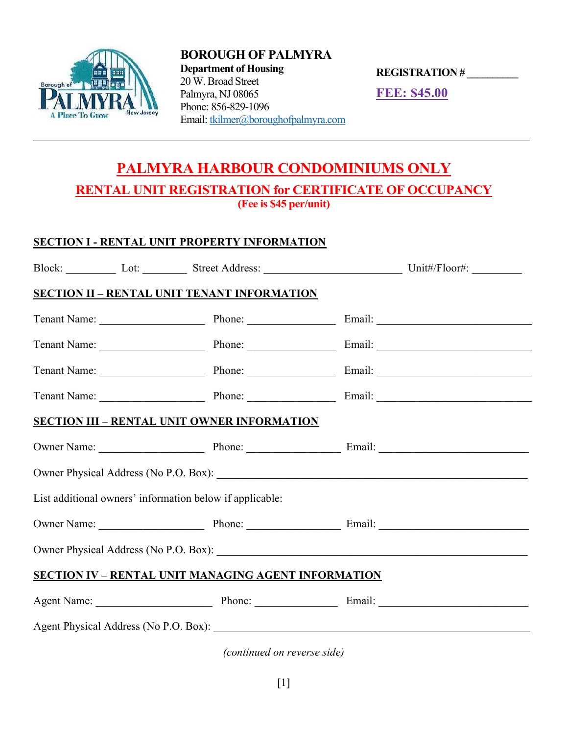# BOROUGH OF PALMYRA

**Department of Housing**
20 W. Broad Street
Palmyra, NJ 08065
Phone: 856-829-1096
Email: tkilmer@boroughofpalmyra.com

**REGISTRATION # _________**

**FEE: $45.00**

---

## PALMYRA HARBOUR CONDOMINIUMS ONLY

### RENTAL UNIT REGISTRATION for CERTIFICATE OF OCCUPANCY

**(Fee is $45 per/unit)**

**SECTION I - RENTAL UNIT PROPERTY INFORMATION**

Block: _________ Lot: ________ Street Address: ________________________ Unit#/Floor#: _________

**SECTION II – RENTAL UNIT TENANT INFORMATION**

Tenant Name: __________________ Phone: _______________ Email: ___________________________

Tenant Name: __________________ Phone: _______________ Email: ___________________________

Tenant Name: __________________ Phone: _______________ Email: ___________________________

Tenant Name: __________________ Phone: _______________ Email: ___________________________

**SECTION III – RENTAL UNIT OWNER INFORMATION**

Owner Name: __________________ Phone: ________________ Email: __________________________

Owner Physical Address (No P.O. Box): _______________________________________________________

List additional owners' information below if applicable:

Owner Name: __________________ Phone: ________________ Email: __________________________

Owner Physical Address (No P.O. Box): _______________________________________________________

**SECTION IV – RENTAL UNIT MANAGING AGENT INFORMATION**

Agent Name: ____________________ Phone: ______________ Email: __________________________

Agent Physical Address (No P.O. Box): _______________________________________________________

*(continued on reverse side)*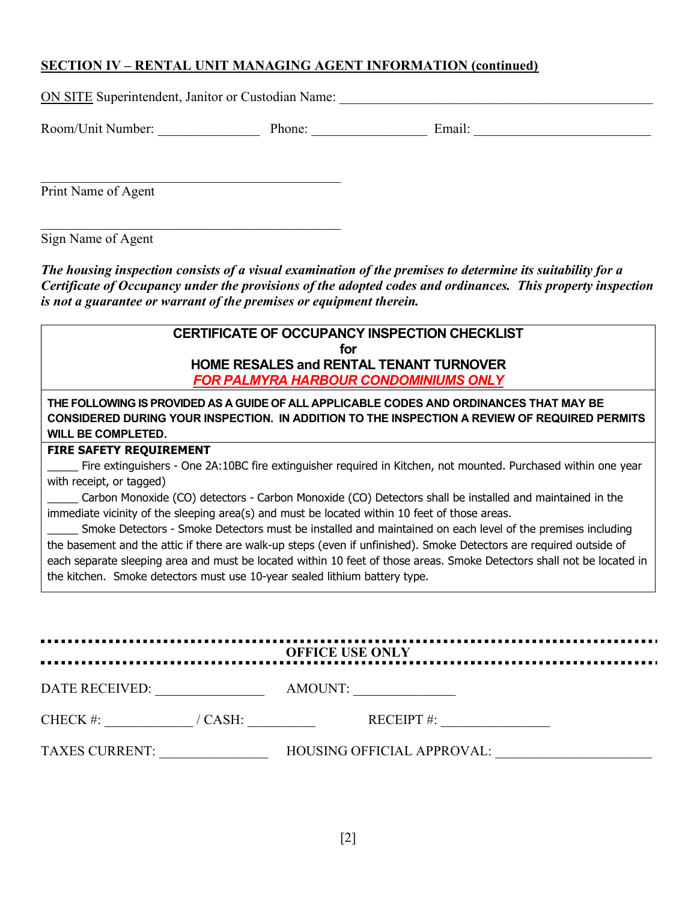## SECTION IV – RENTAL UNIT MANAGING AGENT INFORMATION (continued)

ON SITE Superintendent, Janitor or Custodian Name: ______________________________________________

Room/Unit Number: _______________ Phone: _________________ Email: __________________________

_____________________________________________
Print Name of Agent

_____________________________________________
Sign Name of Agent

***The housing inspection consists of a visual examination of the premises to determine its suitability for a Certificate of Occupancy under the provisions of the adopted codes and ordinances. This property inspection is not a guarantee or warrant of the premises or equipment therein.***

### CERTIFICATE OF OCCUPANCY INSPECTION CHECKLIST for HOME RESALES and RENTAL TENANT TURNOVER

***FOR PALMYRA HARBOUR CONDOMINIUMS ONLY***

**THE FOLLOWING IS PROVIDED AS A GUIDE OF ALL APPLICABLE CODES AND ORDINANCES THAT MAY BE CONSIDERED DURING YOUR INSPECTION. IN ADDITION TO THE INSPECTION A REVIEW OF REQUIRED PERMITS WILL BE COMPLETED.**

**FIRE SAFETY REQUIREMENT**

_____ Fire extinguishers - One 2A:10BC fire extinguisher required in Kitchen, not mounted. Purchased within one year with receipt, or tagged)

_____ Carbon Monoxide (CO) detectors - Carbon Monoxide (CO) Detectors shall be installed and maintained in the immediate vicinity of the sleeping area(s) and must be located within 10 feet of those areas.

_____ Smoke Detectors - Smoke Detectors must be installed and maintained on each level of the premises including the basement and the attic if there are walk-up steps (even if unfinished). Smoke Detectors are required outside of each separate sleeping area and must be located within 10 feet of those areas. Smoke Detectors shall not be located in the kitchen. Smoke detectors must use 10-year sealed lithium battery type.

**OFFICE USE ONLY**

DATE RECEIVED: ________________ AMOUNT: _______________

CHECK #: _____________ / CASH: __________ RECEIPT #: ________________

TAXES CURRENT: ________________ HOUSING OFFICIAL APPROVAL: ______________________